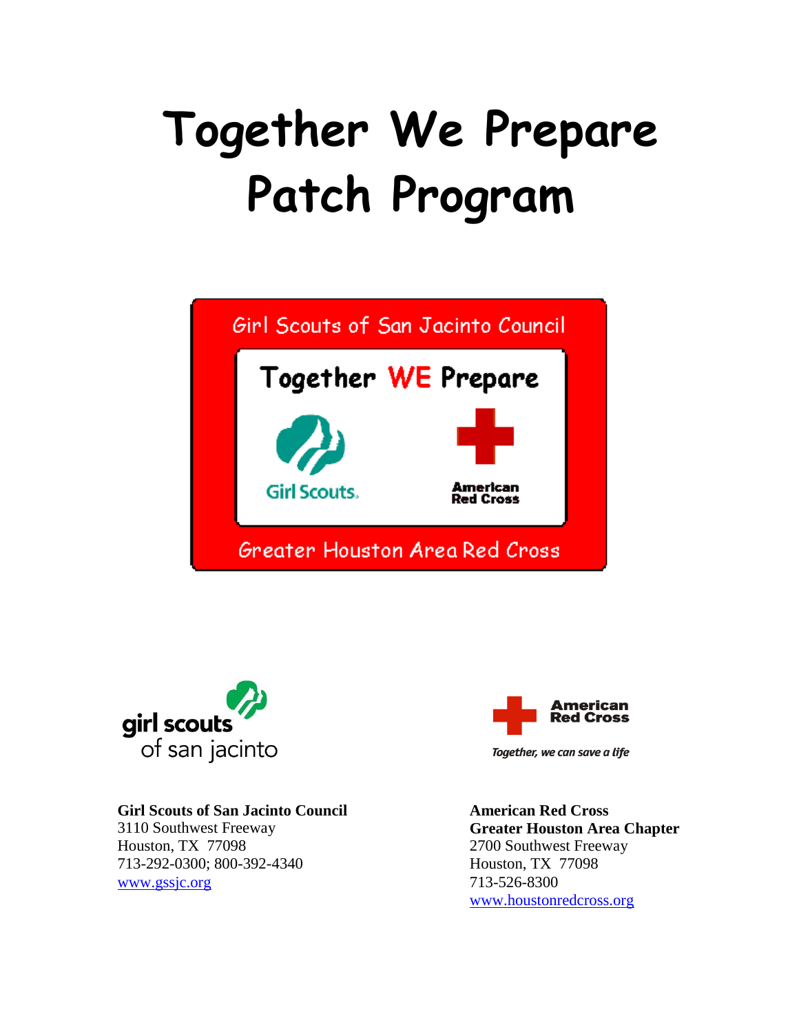# Together We Prepare Patch Program

Girl Scouts of San Jacinto Council

Together WE Prepare

Girl Scouts.

American Red Cross

Greater Houston Area Red Cross

girl scouts of san jacinto

American Red Cross

*Together, we can save a life*

**Girl Scouts of San Jacinto Council**
3110 Southwest Freeway
Houston, TX 77098
713-292-0300; 800-392-4340
www.gssjc.org

**American Red Cross**
**Greater Houston Area Chapter**
2700 Southwest Freeway
Houston, TX 77098
713-526-8300
www.houstonredcross.org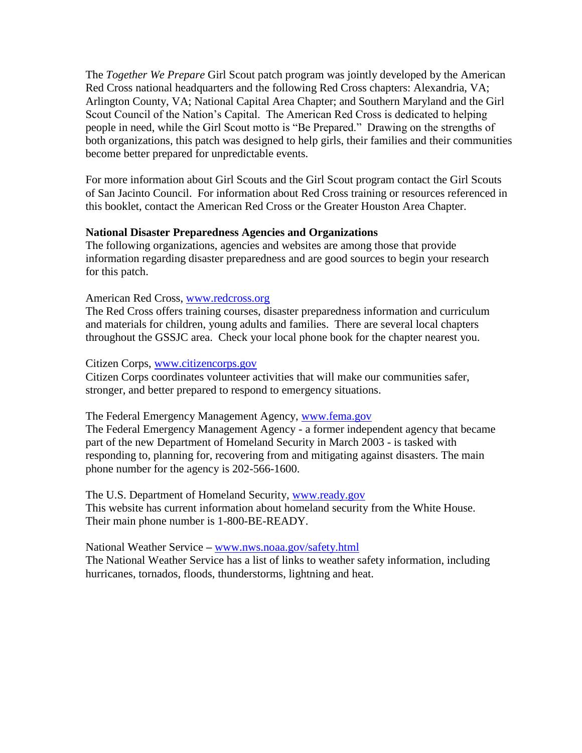The *Together We Prepare* Girl Scout patch program was jointly developed by the American Red Cross national headquarters and the following Red Cross chapters: Alexandria, VA; Arlington County, VA; National Capital Area Chapter; and Southern Maryland and the Girl Scout Council of the Nation's Capital. The American Red Cross is dedicated to helping people in need, while the Girl Scout motto is "Be Prepared." Drawing on the strengths of both organizations, this patch was designed to help girls, their families and their communities become better prepared for unpredictable events.

For more information about Girl Scouts and the Girl Scout program contact the Girl Scouts of San Jacinto Council. For information about Red Cross training or resources referenced in this booklet, contact the American Red Cross or the Greater Houston Area Chapter.

**National Disaster Preparedness Agencies and Organizations**

The following organizations, agencies and websites are among those that provide information regarding disaster preparedness and are good sources to begin your research for this patch.

American Red Cross, [www.redcross.org](http://www.redcross.org)

The Red Cross offers training courses, disaster preparedness information and curriculum and materials for children, young adults and families. There are several local chapters throughout the GSSJC area. Check your local phone book for the chapter nearest you.

Citizen Corps, [www.citizencorps.gov](http://www.citizencorps.gov)

Citizen Corps coordinates volunteer activities that will make our communities safer, stronger, and better prepared to respond to emergency situations.

The Federal Emergency Management Agency, [www.fema.gov](http://www.fema.gov)

The Federal Emergency Management Agency - a former independent agency that became part of the new Department of Homeland Security in March 2003 - is tasked with responding to, planning for, recovering from and mitigating against disasters. The main phone number for the agency is 202-566-1600.

The U.S. Department of Homeland Security, [www.ready.gov](http://www.ready.gov)

This website has current information about homeland security from the White House. Their main phone number is 1-800-BE-READY.

National Weather Service – [www.nws.noaa.gov/safety.html](http://www.nws.noaa.gov/safety.html)

The National Weather Service has a list of links to weather safety information, including hurricanes, tornados, floods, thunderstorms, lightning and heat.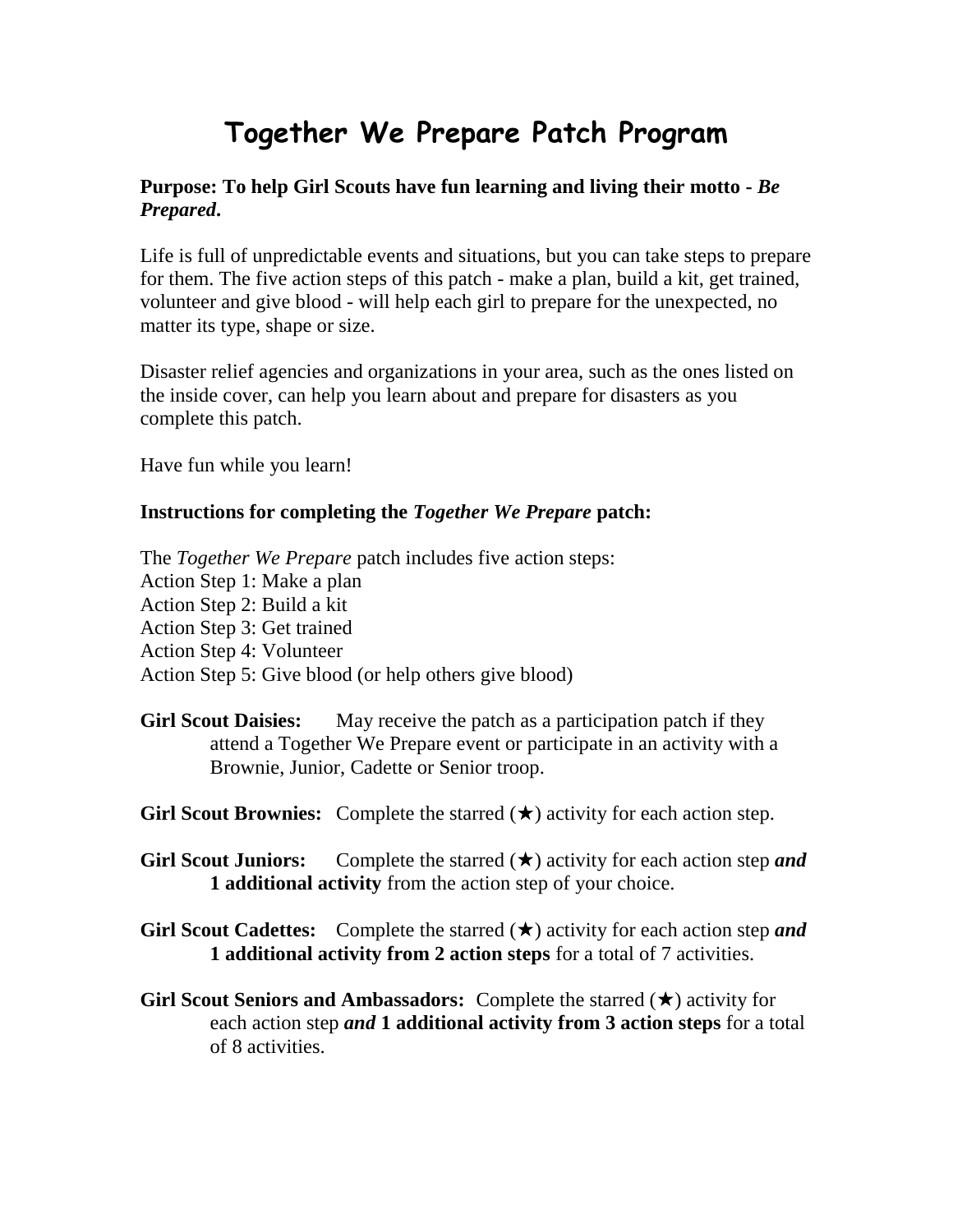# Together We Prepare Patch Program

**Purpose: To help Girl Scouts have fun learning and living their motto - *Be Prepared*.**

Life is full of unpredictable events and situations, but you can take steps to prepare for them. The five action steps of this patch - make a plan, build a kit, get trained, volunteer and give blood - will help each girl to prepare for the unexpected, no matter its type, shape or size.

Disaster relief agencies and organizations in your area, such as the ones listed on the inside cover, can help you learn about and prepare for disasters as you complete this patch.

Have fun while you learn!

**Instructions for completing the *Together We Prepare* patch:**

The *Together We Prepare* patch includes five action steps:
Action Step 1: Make a plan
Action Step 2: Build a kit
Action Step 3: Get trained
Action Step 4: Volunteer
Action Step 5: Give blood (or help others give blood)

**Girl Scout Daisies:** May receive the patch as a participation patch if they attend a Together We Prepare event or participate in an activity with a Brownie, Junior, Cadette or Senior troop.

**Girl Scout Brownies:** Complete the starred (★) activity for each action step.

**Girl Scout Juniors:** Complete the starred (★) activity for each action step ***and*** **1 additional activity** from the action step of your choice.

**Girl Scout Cadettes:** Complete the starred (★) activity for each action step ***and*** **1 additional activity from 2 action steps** for a total of 7 activities.

**Girl Scout Seniors and Ambassadors:** Complete the starred (★) activity for each action step ***and*** **1 additional activity from 3 action steps** for a total of 8 activities.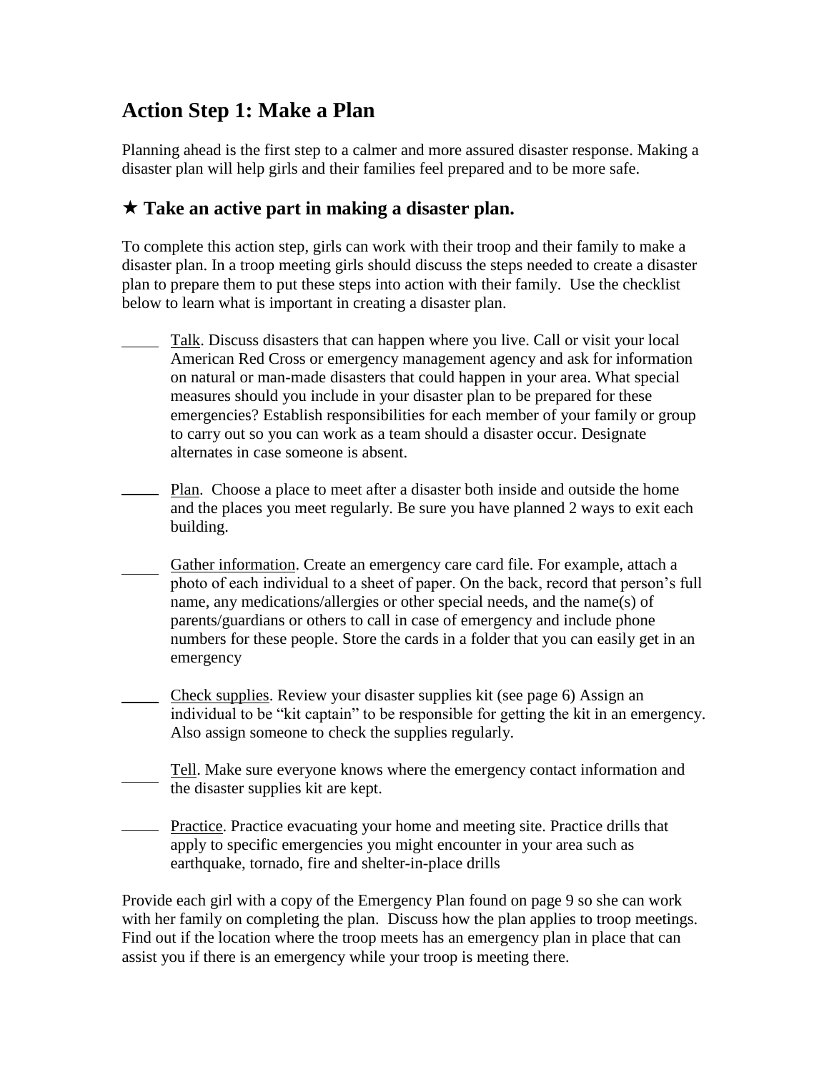## Action Step 1: Make a Plan

Planning ahead is the first step to a calmer and more assured disaster response. Making a disaster plan will help girls and their families feel prepared and to be more safe.

### ★ Take an active part in making a disaster plan.

To complete this action step, girls can work with their troop and their family to make a disaster plan. In a troop meeting girls should discuss the steps needed to create a disaster plan to prepare them to put these steps into action with their family. Use the checklist below to learn what is important in creating a disaster plan.

_____ Talk. Discuss disasters that can happen where you live. Call or visit your local American Red Cross or emergency management agency and ask for information on natural or man-made disasters that could happen in your area. What special measures should you include in your disaster plan to be prepared for these emergencies? Establish responsibilities for each member of your family or group to carry out so you can work as a team should a disaster occur. Designate alternates in case someone is absent.

_____ Plan. Choose a place to meet after a disaster both inside and outside the home and the places you meet regularly. Be sure you have planned 2 ways to exit each building.

_____ Gather information. Create an emergency care card file. For example, attach a photo of each individual to a sheet of paper. On the back, record that person's full name, any medications/allergies or other special needs, and the name(s) of parents/guardians or others to call in case of emergency and include phone numbers for these people. Store the cards in a folder that you can easily get in an emergency

_____ Check supplies. Review your disaster supplies kit (see page 6) Assign an individual to be "kit captain" to be responsible for getting the kit in an emergency. Also assign someone to check the supplies regularly.

_____ Tell. Make sure everyone knows where the emergency contact information and the disaster supplies kit are kept.

_____ Practice. Practice evacuating your home and meeting site. Practice drills that apply to specific emergencies you might encounter in your area such as earthquake, tornado, fire and shelter-in-place drills

Provide each girl with a copy of the Emergency Plan found on page 9 so she can work with her family on completing the plan. Discuss how the plan applies to troop meetings. Find out if the location where the troop meets has an emergency plan in place that can assist you if there is an emergency while your troop is meeting there.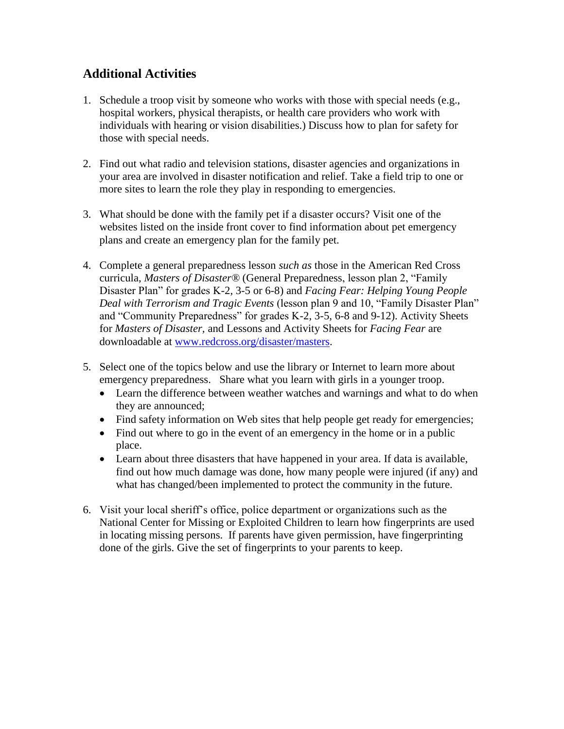## Additional Activities

1. Schedule a troop visit by someone who works with those with special needs (e.g., hospital workers, physical therapists, or health care providers who work with individuals with hearing or vision disabilities.) Discuss how to plan for safety for those with special needs.

2. Find out what radio and television stations, disaster agencies and organizations in your area are involved in disaster notification and relief. Take a field trip to one or more sites to learn the role they play in responding to emergencies.

3. What should be done with the family pet if a disaster occurs? Visit one of the websites listed on the inside front cover to find information about pet emergency plans and create an emergency plan for the family pet.

4. Complete a general preparedness lesson *such as* those in the American Red Cross curricula, *Masters of Disaster®* (General Preparedness, lesson plan 2, "Family Disaster Plan" for grades K-2, 3-5 or 6-8) and *Facing Fear: Helping Young People Deal with Terrorism and Tragic Events* (lesson plan 9 and 10, "Family Disaster Plan" and "Community Preparedness" for grades K-2, 3-5, 6-8 and 9-12). Activity Sheets for *Masters of Disaster,* and Lessons and Activity Sheets for *Facing Fear* are downloadable at [www.redcross.org/disaster/masters](www.redcross.org/disaster/masters).

5. Select one of the topics below and use the library or Internet to learn more about emergency preparedness. Share what you learn with girls in a younger troop.
   - Learn the difference between weather watches and warnings and what to do when they are announced;
   - Find safety information on Web sites that help people get ready for emergencies;
   - Find out where to go in the event of an emergency in the home or in a public place.
   - Learn about three disasters that have happened in your area. If data is available, find out how much damage was done, how many people were injured (if any) and what has changed/been implemented to protect the community in the future.

6. Visit your local sheriff's office, police department or organizations such as the National Center for Missing or Exploited Children to learn how fingerprints are used in locating missing persons. If parents have given permission, have fingerprinting done of the girls. Give the set of fingerprints to your parents to keep.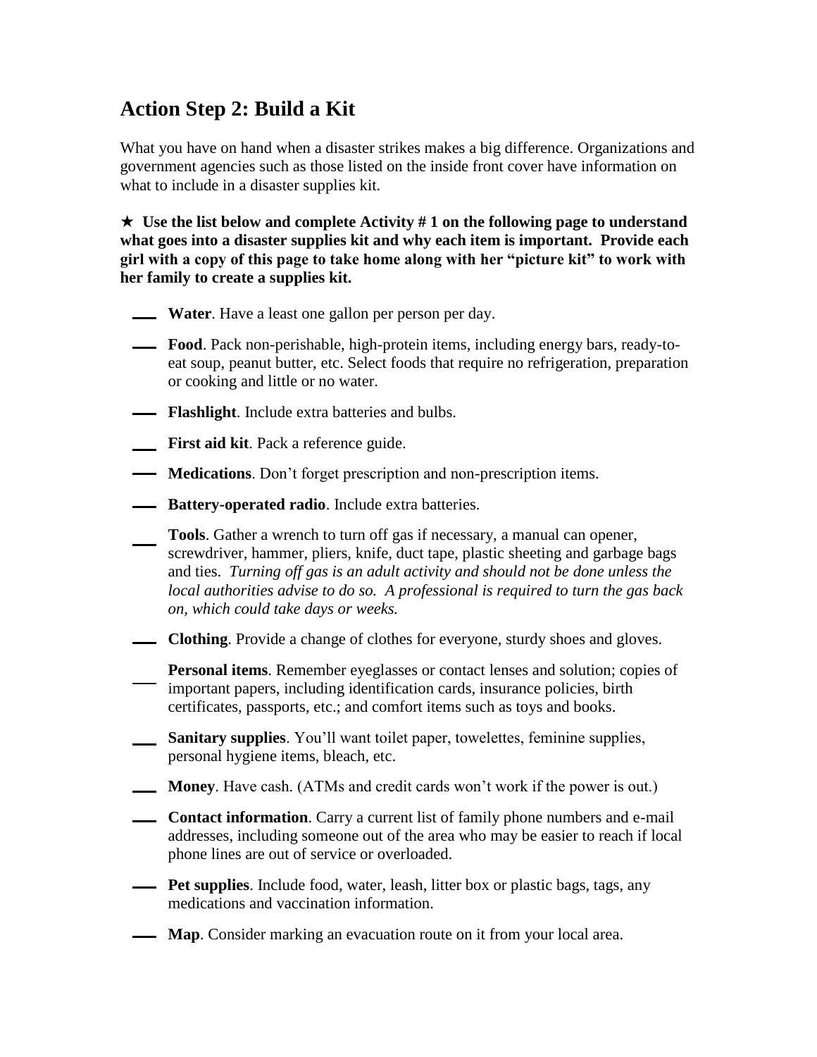## Action Step 2: Build a Kit

What you have on hand when a disaster strikes makes a big difference. Organizations and government agencies such as those listed on the inside front cover have information on what to include in a disaster supplies kit.

★ **Use the list below and complete Activity # 1 on the following page to understand what goes into a disaster supplies kit and why each item is important. Provide each girl with a copy of this page to take home along with her "picture kit" to work with her family to create a supplies kit.**

- ___ **Water**. Have a least one gallon per person per day.
- ___ **Food**. Pack non-perishable, high-protein items, including energy bars, ready-to-eat soup, peanut butter, etc. Select foods that require no refrigeration, preparation or cooking and little or no water.
- ___ **Flashlight**. Include extra batteries and bulbs.
- ___ **First aid kit**. Pack a reference guide.
- ___ **Medications**. Don't forget prescription and non-prescription items.
- ___ **Battery-operated radio**. Include extra batteries.
- ___ **Tools**. Gather a wrench to turn off gas if necessary, a manual can opener, screwdriver, hammer, pliers, knife, duct tape, plastic sheeting and garbage bags and ties. *Turning off gas is an adult activity and should not be done unless the local authorities advise to do so. A professional is required to turn the gas back on, which could take days or weeks.*
- ___ **Clothing**. Provide a change of clothes for everyone, sturdy shoes and gloves.
- ___ **Personal items**. Remember eyeglasses or contact lenses and solution; copies of important papers, including identification cards, insurance policies, birth certificates, passports, etc.; and comfort items such as toys and books.
- ___ **Sanitary supplies**. You'll want toilet paper, towelettes, feminine supplies, personal hygiene items, bleach, etc.
- ___ **Money**. Have cash. (ATMs and credit cards won't work if the power is out.)
- ___ **Contact information**. Carry a current list of family phone numbers and e-mail addresses, including someone out of the area who may be easier to reach if local phone lines are out of service or overloaded.
- ___ **Pet supplies**. Include food, water, leash, litter box or plastic bags, tags, any medications and vaccination information.
- ___ **Map**. Consider marking an evacuation route on it from your local area.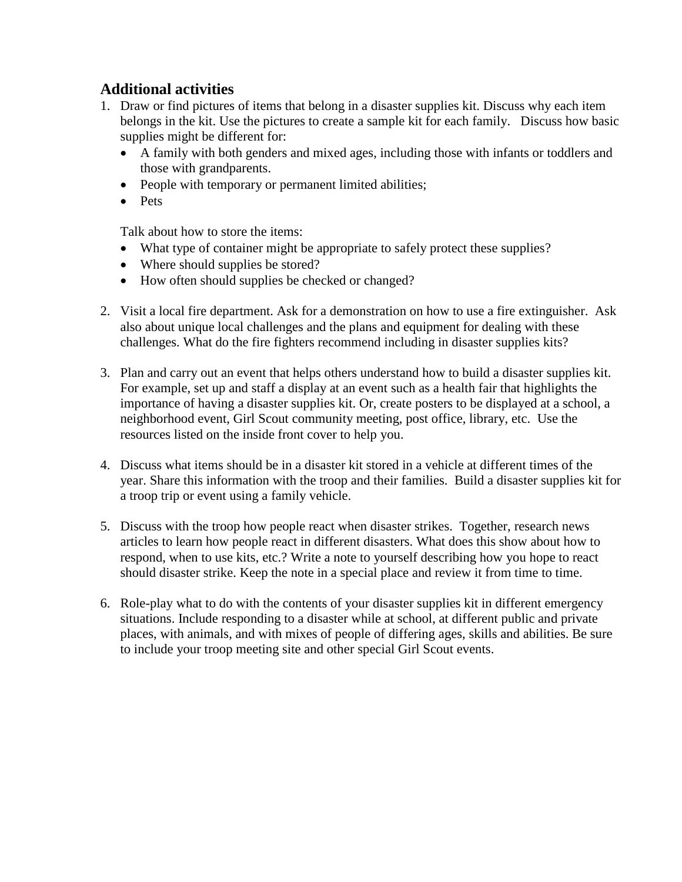## Additional activities

1. Draw or find pictures of items that belong in a disaster supplies kit. Discuss why each item belongs in the kit. Use the pictures to create a sample kit for each family. Discuss how basic supplies might be different for:
   - A family with both genders and mixed ages, including those with infants or toddlers and those with grandparents.
   - People with temporary or permanent limited abilities;
   - Pets

   Talk about how to store the items:
   - What type of container might be appropriate to safely protect these supplies?
   - Where should supplies be stored?
   - How often should supplies be checked or changed?

2. Visit a local fire department. Ask for a demonstration on how to use a fire extinguisher. Ask also about unique local challenges and the plans and equipment for dealing with these challenges. What do the fire fighters recommend including in disaster supplies kits?

3. Plan and carry out an event that helps others understand how to build a disaster supplies kit. For example, set up and staff a display at an event such as a health fair that highlights the importance of having a disaster supplies kit. Or, create posters to be displayed at a school, a neighborhood event, Girl Scout community meeting, post office, library, etc. Use the resources listed on the inside front cover to help you.

4. Discuss what items should be in a disaster kit stored in a vehicle at different times of the year. Share this information with the troop and their families. Build a disaster supplies kit for a troop trip or event using a family vehicle.

5. Discuss with the troop how people react when disaster strikes. Together, research news articles to learn how people react in different disasters. What does this show about how to respond, when to use kits, etc.? Write a note to yourself describing how you hope to react should disaster strike. Keep the note in a special place and review it from time to time.

6. Role-play what to do with the contents of your disaster supplies kit in different emergency situations. Include responding to a disaster while at school, at different public and private places, with animals, and with mixes of people of differing ages, skills and abilities. Be sure to include your troop meeting site and other special Girl Scout events.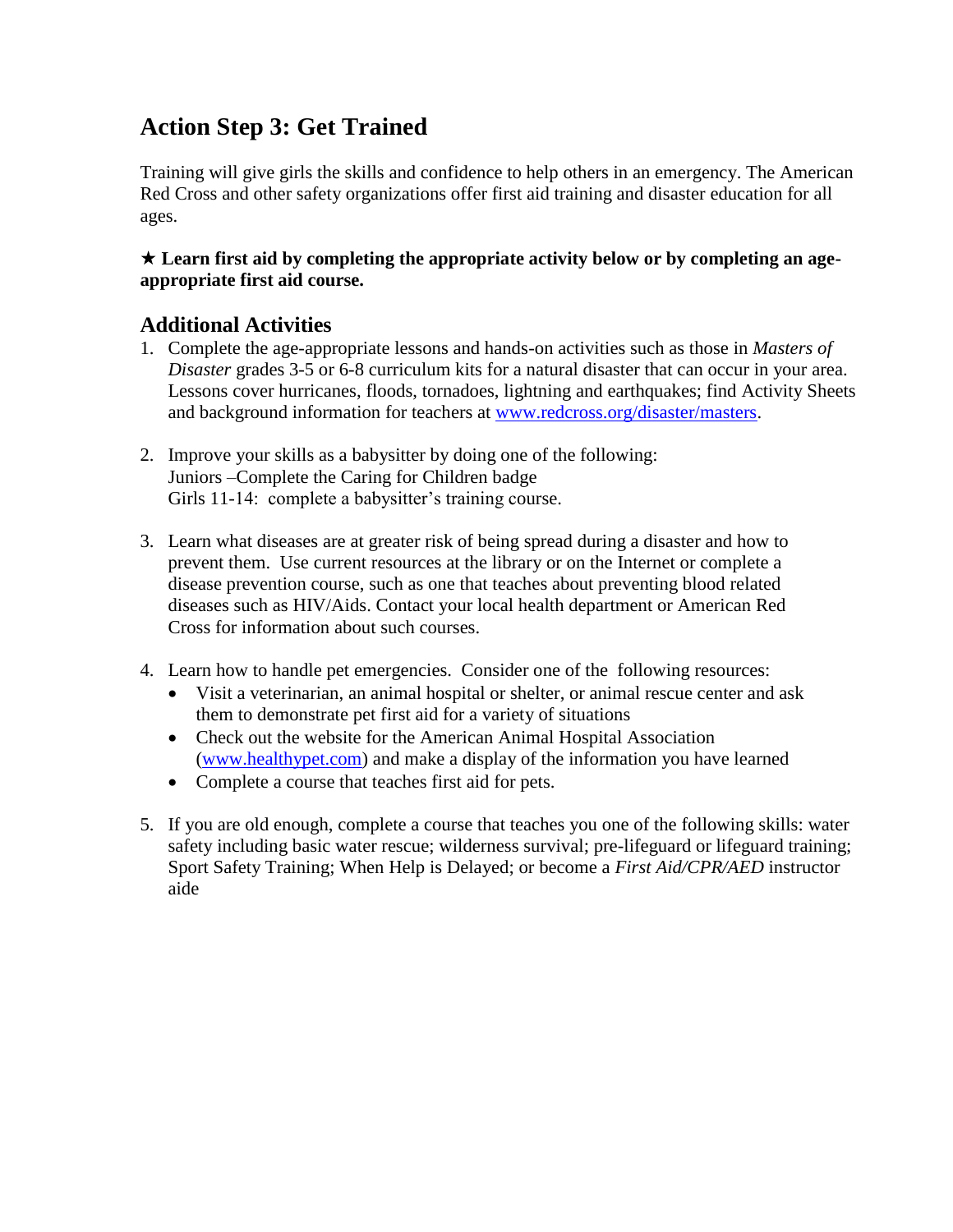## Action Step 3: Get Trained

Training will give girls the skills and confidence to help others in an emergency. The American Red Cross and other safety organizations offer first aid training and disaster education for all ages.

**★ Learn first aid by completing the appropriate activity below or by completing an age-appropriate first aid course.**

### Additional Activities

1. Complete the age-appropriate lessons and hands-on activities such as those in *Masters of Disaster* grades 3-5 or 6-8 curriculum kits for a natural disaster that can occur in your area. Lessons cover hurricanes, floods, tornadoes, lightning and earthquakes; find Activity Sheets and background information for teachers at [www.redcross.org/disaster/masters](http://www.redcross.org/disaster/masters).

2. Improve your skills as a babysitter by doing one of the following:
   Juniors –Complete the Caring for Children badge
   Girls 11-14: complete a babysitter's training course.

3. Learn what diseases are at greater risk of being spread during a disaster and how to prevent them. Use current resources at the library or on the Internet or complete a disease prevention course, such as one that teaches about preventing blood related diseases such as HIV/Aids. Contact your local health department or American Red Cross for information about such courses.

4. Learn how to handle pet emergencies. Consider one of the following resources:
   - Visit a veterinarian, an animal hospital or shelter, or animal rescue center and ask them to demonstrate pet first aid for a variety of situations
   - Check out the website for the American Animal Hospital Association ([www.healthypet.com](http://www.healthypet.com)) and make a display of the information you have learned
   - Complete a course that teaches first aid for pets.

5. If you are old enough, complete a course that teaches you one of the following skills: water safety including basic water rescue; wilderness survival; pre-lifeguard or lifeguard training; Sport Safety Training; When Help is Delayed; or become a *First Aid/CPR/AED* instructor aide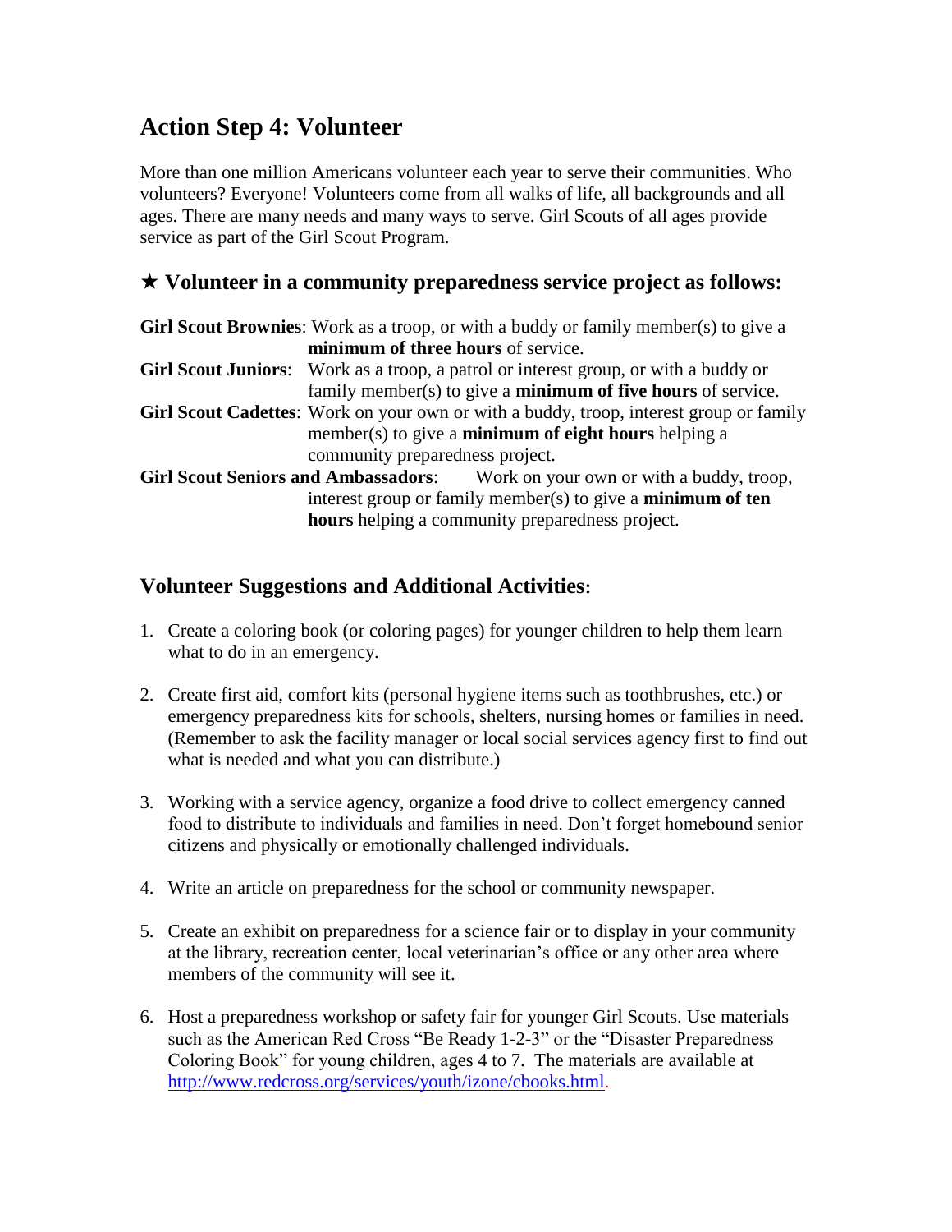## Action Step 4: Volunteer

More than one million Americans volunteer each year to serve their communities. Who volunteers? Everyone! Volunteers come from all walks of life, all backgrounds and all ages. There are many needs and many ways to serve. Girl Scouts of all ages provide service as part of the Girl Scout Program.

### ★ Volunteer in a community preparedness service project as follows:

**Girl Scout Brownies**: Work as a troop, or with a buddy or family member(s) to give a **minimum of three hours** of service.

**Girl Scout Juniors**: Work as a troop, a patrol or interest group, or with a buddy or family member(s) to give a **minimum of five hours** of service.

**Girl Scout Cadettes**: Work on your own or with a buddy, troop, interest group or family member(s) to give a **minimum of eight hours** helping a community preparedness project.

**Girl Scout Seniors and Ambassadors**: Work on your own or with a buddy, troop, interest group or family member(s) to give a **minimum of ten hours** helping a community preparedness project.

### Volunteer Suggestions and Additional Activities:

1. Create a coloring book (or coloring pages) for younger children to help them learn what to do in an emergency.

2. Create first aid, comfort kits (personal hygiene items such as toothbrushes, etc.) or emergency preparedness kits for schools, shelters, nursing homes or families in need. (Remember to ask the facility manager or local social services agency first to find out what is needed and what you can distribute.)

3. Working with a service agency, organize a food drive to collect emergency canned food to distribute to individuals and families in need. Don't forget homebound senior citizens and physically or emotionally challenged individuals.

4. Write an article on preparedness for the school or community newspaper.

5. Create an exhibit on preparedness for a science fair or to display in your community at the library, recreation center, local veterinarian's office or any other area where members of the community will see it.

6. Host a preparedness workshop or safety fair for younger Girl Scouts. Use materials such as the American Red Cross "Be Ready 1-2-3" or the "Disaster Preparedness Coloring Book" for young children, ages 4 to 7. The materials are available at http://www.redcross.org/services/youth/izone/cbooks.html.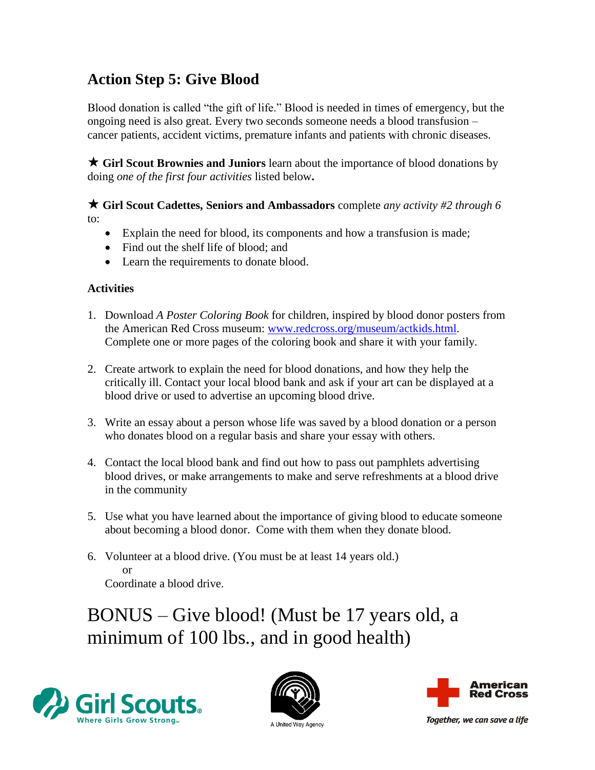## Action Step 5: Give Blood

Blood donation is called "the gift of life." Blood is needed in times of emergency, but the ongoing need is also great. Every two seconds someone needs a blood transfusion – cancer patients, accident victims, premature infants and patients with chronic diseases.

★ **Girl Scout Brownies and Juniors** learn about the importance of blood donations by doing *one of the first four activities* listed below**.**

★ **Girl Scout Cadettes, Seniors and Ambassadors** complete *any activity #2 through 6* to:

- Explain the need for blood, its components and how a transfusion is made;
- Find out the shelf life of blood; and
- Learn the requirements to donate blood.

**Activities**

1. Download *A Poster Coloring Book* for children, inspired by blood donor posters from the American Red Cross museum: www.redcross.org/museum/actkids.html. Complete one or more pages of the coloring book and share it with your family.

2. Create artwork to explain the need for blood donations, and how they help the critically ill. Contact your local blood bank and ask if your art can be displayed at a blood drive or used to advertise an upcoming blood drive.

3. Write an essay about a person whose life was saved by a blood donation or a person who donates blood on a regular basis and share your essay with others.

4. Contact the local blood bank and find out how to pass out pamphlets advertising blood drives, or make arrangements to make and serve refreshments at a blood drive in the community

5. Use what you have learned about the importance of giving blood to educate someone about becoming a blood donor. Come with them when they donate blood.

6. Volunteer at a blood drive. (You must be at least 14 years old.)
   or
   Coordinate a blood drive.

BONUS – Give blood! (Must be 17 years old, a minimum of 100 lbs., and in good health)

Girl Scouts Where Girls Grow Strong

A United Way Agency

American Red Cross

Together, we can save a life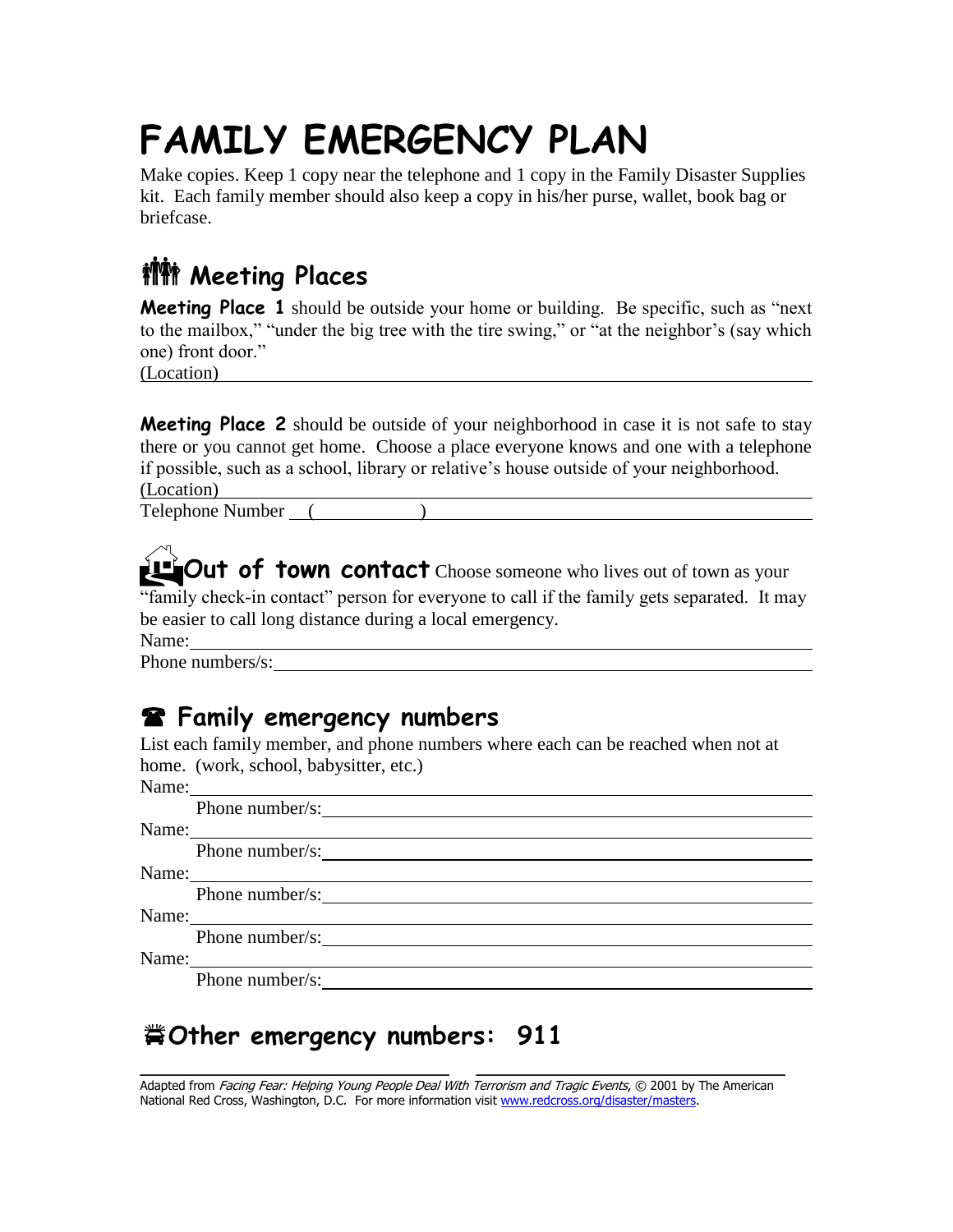# FAMILY EMERGENCY PLAN

Make copies. Keep 1 copy near the telephone and 1 copy in the Family Disaster Supplies kit. Each family member should also keep a copy in his/her purse, wallet, book bag or briefcase.

## Meeting Places

**Meeting Place 1** should be outside your home or building. Be specific, such as "next to the mailbox," "under the big tree with the tire swing," or "at the neighbor's (say which one) front door."

(Location) ______________________________

**Meeting Place 2** should be outside of your neighborhood in case it is not safe to stay there or you cannot get home. Choose a place everyone knows and one with a telephone if possible, such as a school, library or relative's house outside of your neighborhood.

(Location) ______________________________

Telephone Number ( ) ______________________________

## Out of town contact

Choose someone who lives out of town as your "family check-in contact" person for everyone to call if the family gets separated. It may be easier to call long distance during a local emergency.

Name: ______________________________

Phone numbers/s: ______________________________

## Family emergency numbers

List each family member, and phone numbers where each can be reached when not at home. (work, school, babysitter, etc.)

Name: ______________________________

Phone number/s: ______________________________

Name: ______________________________

Phone number/s: ______________________________

Name: ______________________________

Phone number/s: ______________________________

Name: ______________________________

Phone number/s: ______________________________

Name: ______________________________

Phone number/s: ______________________________

## Other emergency numbers: 911

______________________________ ______________________________

Adapted from *Facing Fear: Helping Young People Deal With Terrorism and Tragic Events*, © 2001 by The American National Red Cross, Washington, D.C. For more information visit www.redcross.org/disaster/masters.